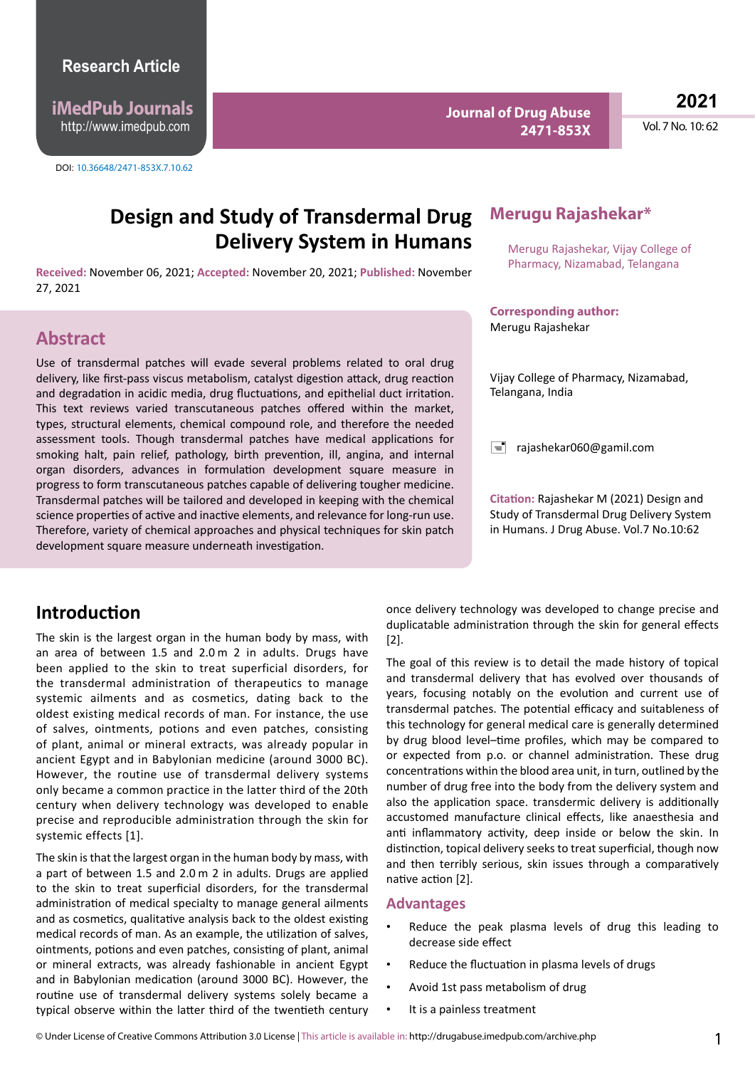Research Article

iMedPub Journals
http://www.imedpub.com

DOI: 10.36648/2471-853X.7.10.62

Journal of Drug Abuse
2471-853X

2021
Vol. 7 No. 10: 62

# Design and Study of Transdermal Drug Delivery System in Humans

**Merugu Rajashekar***

Merugu Rajashekar, Vijay College of Pharmacy, Nizamabad, Telangana

**Received:** November 06, 2021; **Accepted:** November 20, 2021; **Published:** November 27, 2021

**Corresponding author:** Merugu Rajashekar

Vijay College of Pharmacy, Nizamabad, Telangana, India

rajashekar060@gamil.com

**Citation:** Rajashekar M (2021) Design and Study of Transdermal Drug Delivery System in Humans. J Drug Abuse. Vol.7 No.10:62

## Abstract

Use of transdermal patches will evade several problems related to oral drug delivery, like first-pass viscus metabolism, catalyst digestion attack, drug reaction and degradation in acidic media, drug fluctuations, and epithelial duct irritation. This text reviews varied transcutaneous patches offered within the market, types, structural elements, chemical compound role, and therefore the needed assessment tools. Though transdermal patches have medical applications for smoking halt, pain relief, pathology, birth prevention, ill, angina, and internal organ disorders, advances in formulation development square measure in progress to form transcutaneous patches capable of delivering tougher medicine. Transdermal patches will be tailored and developed in keeping with the chemical science properties of active and inactive elements, and relevance for long-run use. Therefore, variety of chemical approaches and physical techniques for skin patch development square measure underneath investigation.

## Introduction

The skin is the largest organ in the human body by mass, with an area of between 1.5 and 2.0 m 2 in adults. Drugs have been applied to the skin to treat superficial disorders, for the transdermal administration of therapeutics to manage systemic ailments and as cosmetics, dating back to the oldest existing medical records of man. For instance, the use of salves, ointments, potions and even patches, consisting of plant, animal or mineral extracts, was already popular in ancient Egypt and in Babylonian medicine (around 3000 BC). However, the routine use of transdermal delivery systems only became a common practice in the latter third of the 20th century when delivery technology was developed to enable precise and reproducible administration through the skin for systemic effects [1].

The skin is that the largest organ in the human body by mass, with a part of between 1.5 and 2.0 m 2 in adults. Drugs are applied to the skin to treat superficial disorders, for the transdermal administration of medical specialty to manage general ailments and as cosmetics, qualitative analysis back to the oldest existing medical records of man. As an example, the utilization of salves, ointments, potions and even patches, consisting of plant, animal or mineral extracts, was already fashionable in ancient Egypt and in Babylonian medication (around 3000 BC). However, the routine use of transdermal delivery systems solely became a typical observe within the latter third of the twentieth century once delivery technology was developed to change precise and duplicatable administration through the skin for general effects [2].

The goal of this review is to detail the made history of topical and transdermal delivery that has evolved over thousands of years, focusing notably on the evolution and current use of transdermal patches. The potential efficacy and suitableness of this technology for general medical care is generally determined by drug blood level–time profiles, which may be compared to or expected from p.o. or channel administration. These drug concentrations within the blood area unit, in turn, outlined by the number of drug free into the body from the delivery system and also the application space. transdermic delivery is additionally accustomed manufacture clinical effects, like anaesthesia and anti inflammatory activity, deep inside or below the skin. In distinction, topical delivery seeks to treat superficial, though now and then terribly serious, skin issues through a comparatively native action [2].

## Advantages

- Reduce the peak plasma levels of drug this leading to decrease side effect
- Reduce the fluctuation in plasma levels of drugs
- Avoid 1st pass metabolism of drug
- It is a painless treatment

© Under License of Creative Commons Attribution 3.0 License | This article is available in: http://drugabuse.imedpub.com/archive.php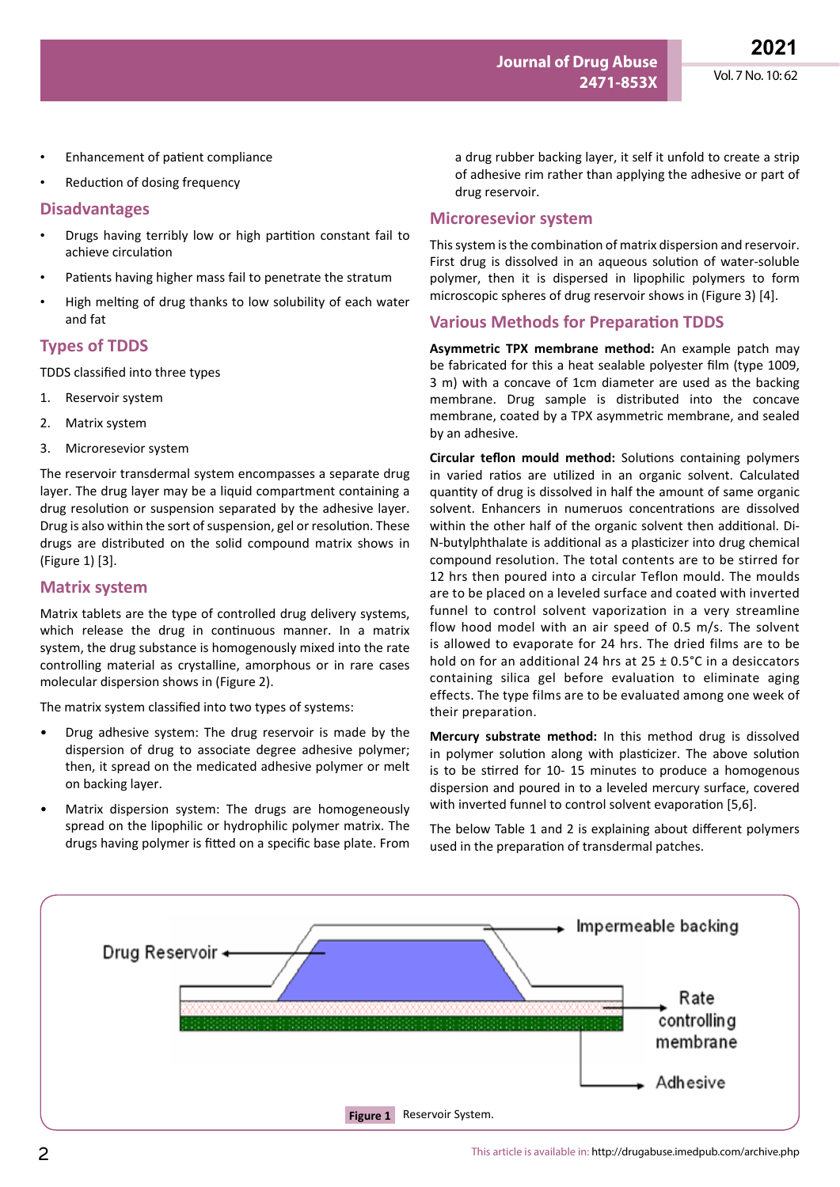- Enhancement of patient compliance
- Reduction of dosing frequency

## Disadvantages

- Drugs having terribly low or high partition constant fail to achieve circulation
- Patients having higher mass fail to penetrate the stratum
- High melting of drug thanks to low solubility of each water and fat

## Types of TDDS

TDDS classified into three types

1. Reservoir system
2. Matrix system
3. Microresevior system

The reservoir transdermal system encompasses a separate drug layer. The drug layer may be a liquid compartment containing a drug resolution or suspension separated by the adhesive layer. Drug is also within the sort of suspension, gel or resolution. These drugs are distributed on the solid compound matrix shows in (Figure 1) [3].

## Matrix system

Matrix tablets are the type of controlled drug delivery systems, which release the drug in continuous manner. In a matrix system, the drug substance is homogenously mixed into the rate controlling material as crystalline, amorphous or in rare cases molecular dispersion shows in (Figure 2).

The matrix system classified into two types of systems:

- Drug adhesive system: The drug reservoir is made by the dispersion of drug to associate degree adhesive polymer; then, it spread on the medicated adhesive polymer or melt on backing layer.
- Matrix dispersion system: The drugs are homogeneously spread on the lipophilic or hydrophilic polymer matrix. The drugs having polymer is fitted on a specific base plate. From a drug rubber backing layer, it self it unfold to create a strip of adhesive rim rather than applying the adhesive or part of drug reservoir.

## Microresevior system

This system is the combination of matrix dispersion and reservoir. First drug is dissolved in an aqueous solution of water-soluble polymer, then it is dispersed in lipophilic polymers to form microscopic spheres of drug reservoir shows in (Figure 3) [4].

## Various Methods for Preparation TDDS

**Asymmetric TPX membrane method:** An example patch may be fabricated for this a heat sealable polyester film (type 1009, 3 m) with a concave of 1cm diameter are used as the backing membrane. Drug sample is distributed into the concave membrane, coated by a TPX asymmetric membrane, and sealed by an adhesive.

**Circular teflon mould method:** Solutions containing polymers in varied ratios are utilized in an organic solvent. Calculated quantity of drug is dissolved in half the amount of same organic solvent. Enhancers in numeruos concentrations are dissolved within the other half of the organic solvent then additional. Di-N-butylphthalate is additional as a plasticizer into drug chemical compound resolution. The total contents are to be stirred for 12 hrs then poured into a circular Teflon mould. The moulds are to be placed on a leveled surface and coated with inverted funnel to control solvent vaporization in a very streamline flow hood model with an air speed of 0.5 m/s. The solvent is allowed to evaporate for 24 hrs. The dried films are to be hold on for an additional 24 hrs at 25 ± 0.5°C in a desiccators containing silica gel before evaluation to eliminate aging effects. The type films are to be evaluated among one week of their preparation.

**Mercury substrate method:** In this method drug is dissolved in polymer solution along with plasticizer. The above solution is to be stirred for 10- 15 minutes to produce a homogenous dispersion and poured in to a leveled mercury surface, covered with inverted funnel to control solvent evaporation [5,6].

The below Table 1 and 2 is explaining about different polymers used in the preparation of transdermal patches.

Drug Reservoir | Impermeable backing | Rate controlling membrane | Adhesive

**Figure 1** Reservoir System.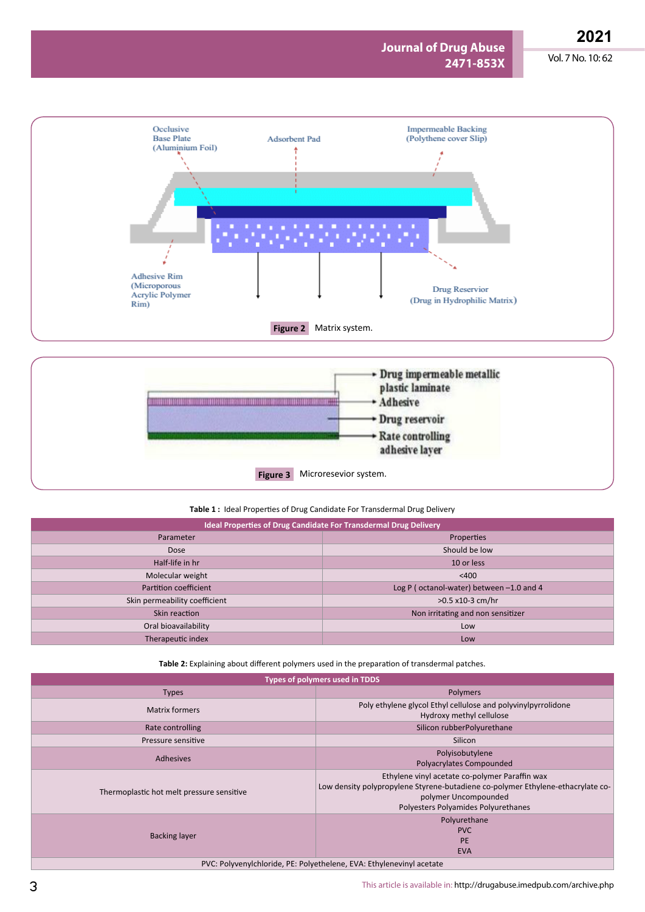**Figure 2** Matrix system.

**Figure 3** Microresevior system.

**Table 1 :** Ideal Properties of Drug Candidate For Transdermal Drug Delivery

| Ideal Properties of Drug Candidate For Transdermal Drug Delivery | |
|---|---|
| Parameter | Properties |
| Dose | Should be low |
| Half-life in hr | 10 or less |
| Molecular weight | <400 |
| Partition coefficient | Log P ( octanol-water) between –1.0 and 4 |
| Skin permeability coefficient | >0.5 x10-3 cm/hr |
| Skin reaction | Non irritating and non sensitizer |
| Oral bioavailability | Low |
| Therapeutic index | Low |

**Table 2:** Explaining about different polymers used in the preparation of transdermal patches.

| Types of polymers used in TDDS | |
|---|---|
| Types | Polymers |
| Matrix formers | Poly ethylene glycol Ethyl cellulose and polyvinylpyrrolidone Hydroxy methyl cellulose |
| Rate controlling | Silicon rubberPolyurethane |
| Pressure sensitive | Silicon |
| Adhesives | Polyisobutylene Polyacrylates Compounded |
| Thermoplastic hot melt pressure sensitive | Ethylene vinyl acetate co-polymer Paraffin wax Low density polypropylene Styrene-butadiene co-polymer Ethylene-ethacrylate co-polymer Uncompounded Polyesters Polyamides Polyurethanes |
| Backing layer | Polyurethane PVC PE EVA |

PVC: Polyvenylchloride, PE: Polyethelene, EVA: Ethylenevinyl acetate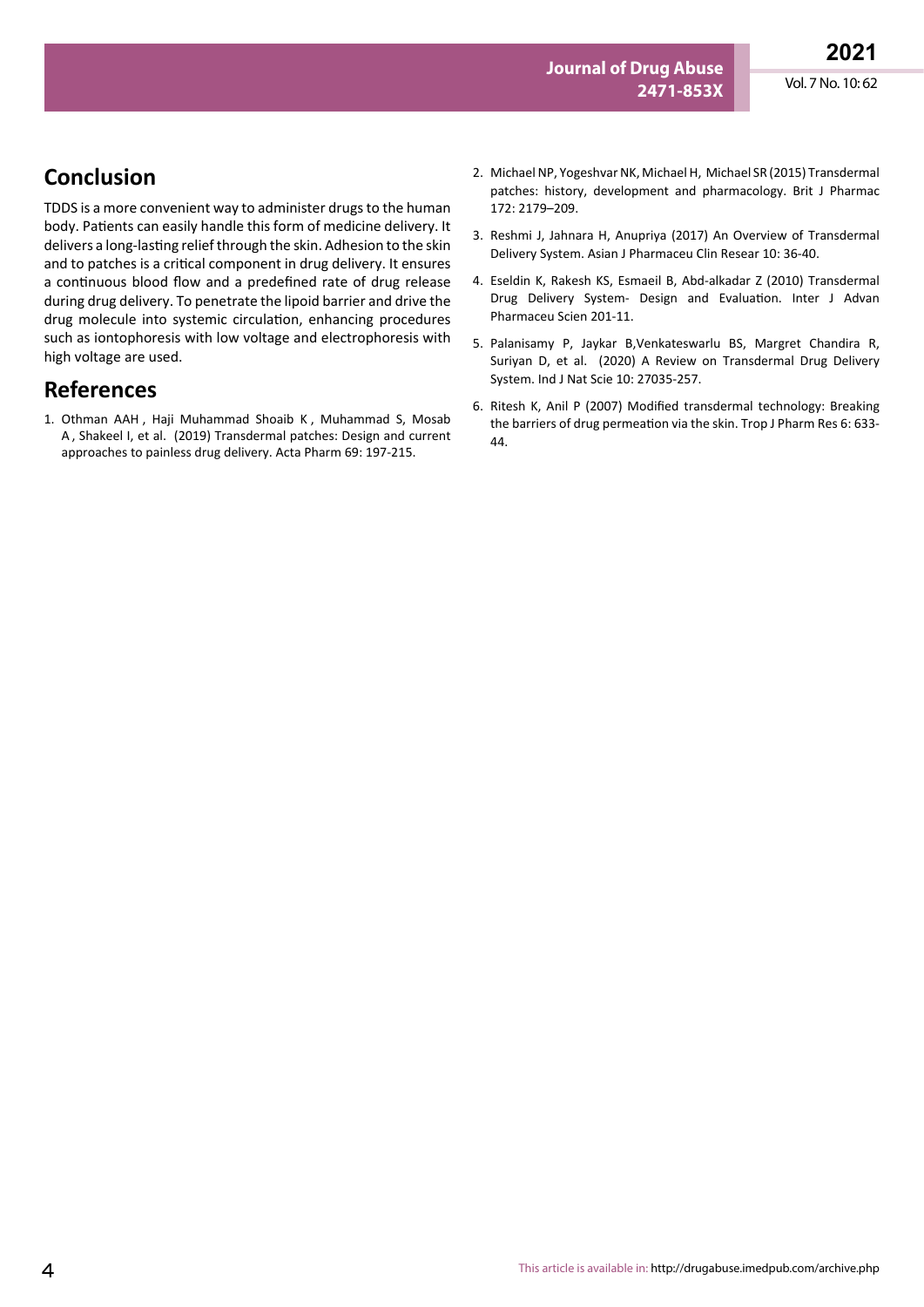## Conclusion

TDDS is a more convenient way to administer drugs to the human body. Patients can easily handle this form of medicine delivery. It delivers a long-lasting relief through the skin. Adhesion to the skin and to patches is a critical component in drug delivery. It ensures a continuous blood flow and a predefined rate of drug release during drug delivery. To penetrate the lipoid barrier and drive the drug molecule into systemic circulation, enhancing procedures such as iontophoresis with low voltage and electrophoresis with high voltage are used.

## References

1. Othman AAH , Haji Muhammad Shoaib K , Muhammad S, Mosab A , Shakeel I, et al. (2019) Transdermal patches: Design and current approaches to painless drug delivery. Acta Pharm 69: 197-215.
2. Michael NP, Yogeshvar NK, Michael H, Michael SR (2015) Transdermal patches: history, development and pharmacology. Brit J Pharmac 172: 2179–209.
3. Reshmi J, Jahnara H, Anupriya (2017) An Overview of Transdermal Delivery System. Asian J Pharmaceu Clin Resear 10: 36-40.
4. Eseldin K, Rakesh KS, Esmaeil B, Abd-alkadar Z (2010) Transdermal Drug Delivery System- Design and Evaluation. Inter J Advan Pharmaceu Scien 201-11.
5. Palanisamy P, Jaykar B,Venkateswarlu BS, Margret Chandira R, Suriyan D, et al. (2020) A Review on Transdermal Drug Delivery System. Ind J Nat Scie 10: 27035-257.
6. Ritesh K, Anil P (2007) Modified transdermal technology: Breaking the barriers of drug permeation via the skin. Trop J Pharm Res 6: 633-44.